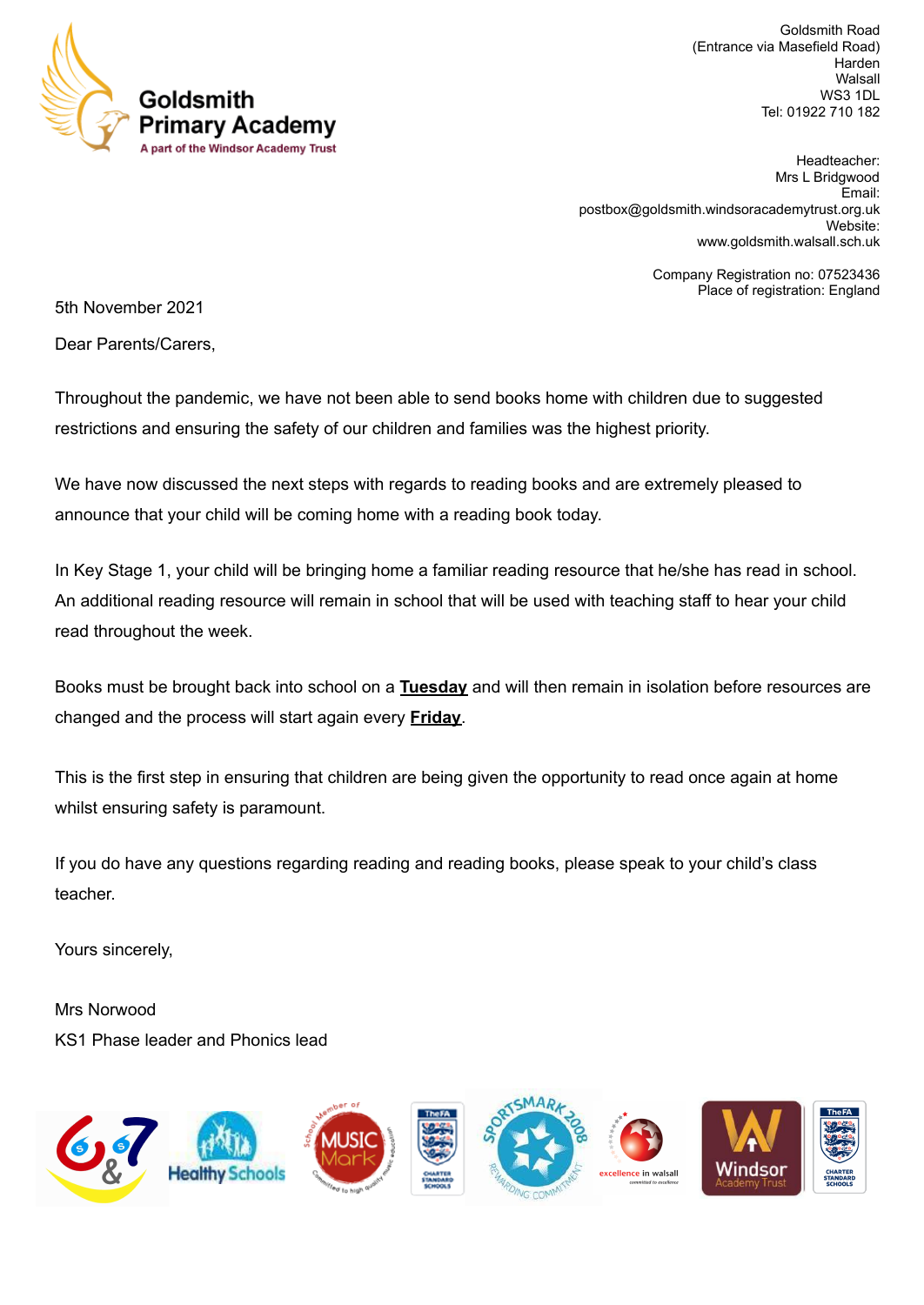**Goldsmith Primary Academy**
A part of the Windsor Academy Trust

Goldsmith Road
(Entrance via Masefield Road)
Harden
Walsall
WS3 1DL
Tel: 01922 710 182

Headteacher:
Mrs L Bridgwood
Email:
postbox@goldsmith.windsoracademytrust.org.uk
Website:
www.goldsmith.walsall.sch.uk

Company Registration no: 07523436
Place of registration: England

5th November 2021

Dear Parents/Carers,

Throughout the pandemic, we have not been able to send books home with children due to suggested restrictions and ensuring the safety of our children and families was the highest priority.

We have now discussed the next steps with regards to reading books and are extremely pleased to announce that your child will be coming home with a reading book today.

In Key Stage 1, your child will be bringing home a familiar reading resource that he/she has read in school. An additional reading resource will remain in school that will be used with teaching staff to hear your child read throughout the week.

Books must be brought back into school on a **Tuesday** and will then remain in isolation before resources are changed and the process will start again every **Friday**.

This is the first step in ensuring that children are being given the opportunity to read once again at home whilst ensuring safety is paramount.

If you do have any questions regarding reading and reading books, please speak to your child's class teacher.

Yours sincerely,

Mrs Norwood
KS1 Phase leader and Phonics lead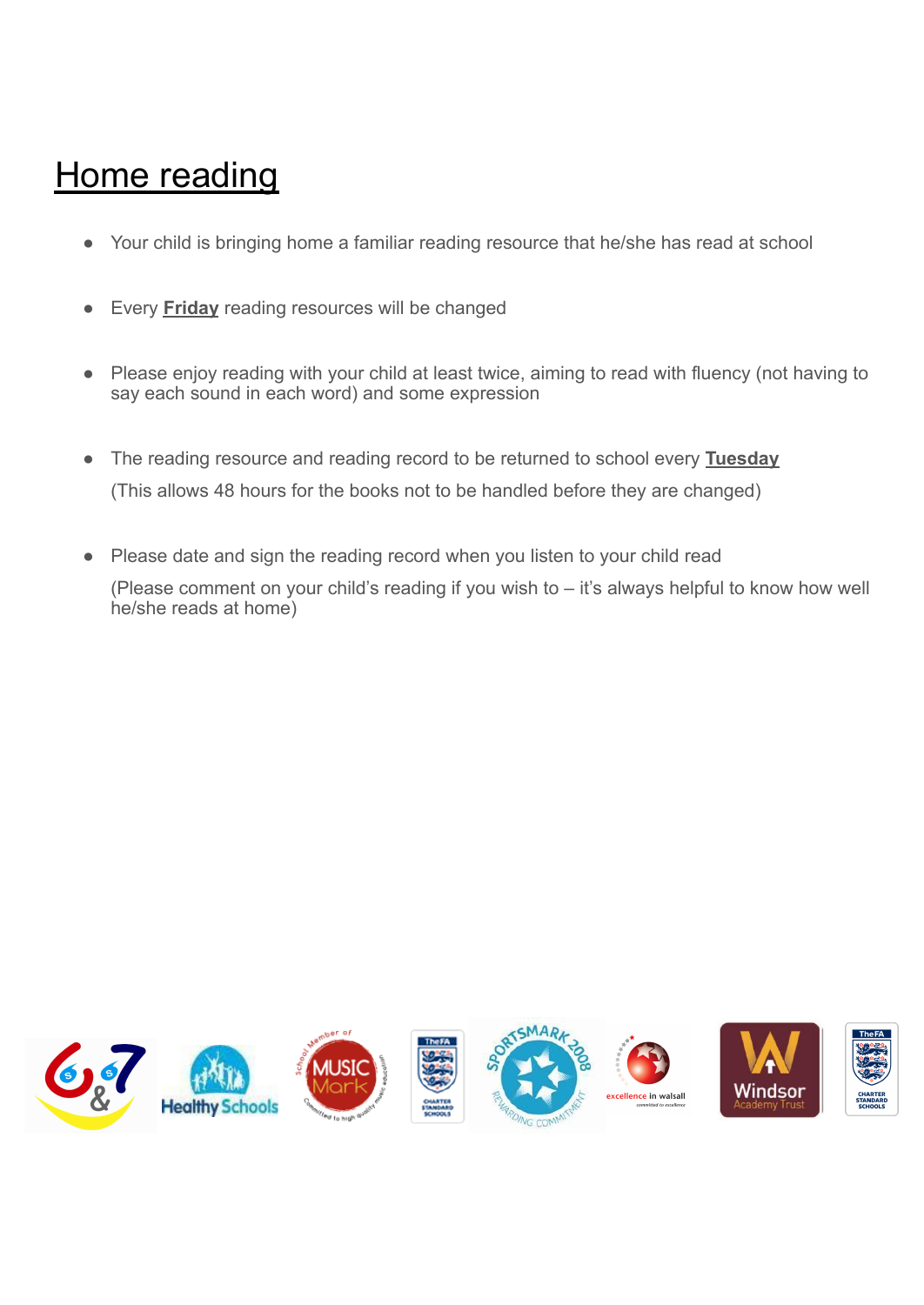# Home reading

- Your child is bringing home a familiar reading resource that he/she has read at school

- Every **Friday** reading resources will be changed

- Please enjoy reading with your child at least twice, aiming to read with fluency (not having to say each sound in each word) and some expression

- The reading resource and reading record to be returned to school every **Tuesday**

  (This allows 48 hours for the books not to be handled before they are changed)

- Please date and sign the reading record when you listen to your child read

  (Please comment on your child's reading if you wish to – it's always helpful to know how well he/she reads at home)